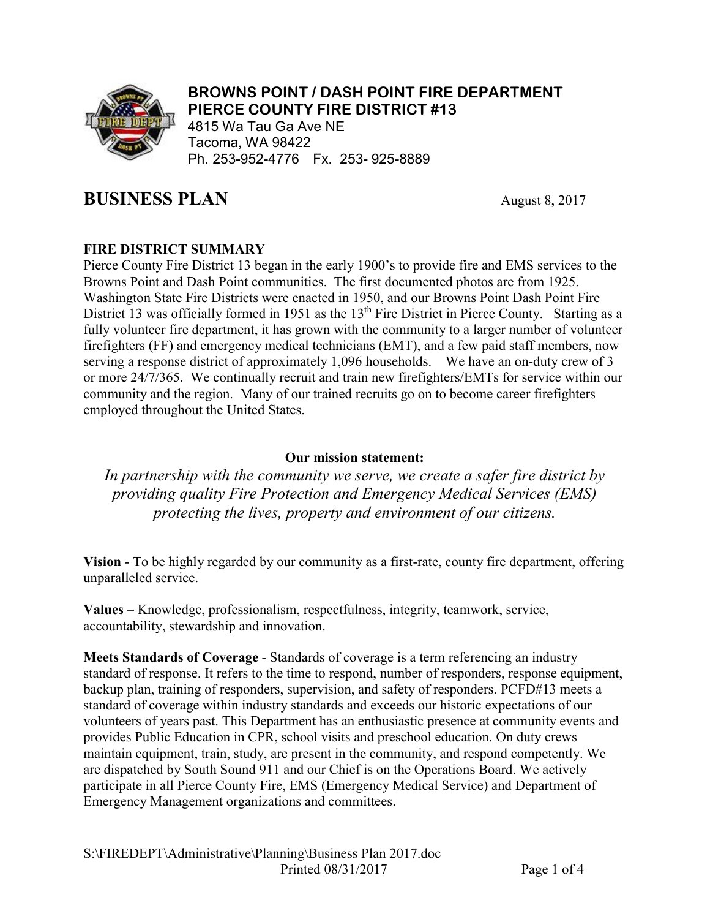**BROWNS POINT / DASH POINT FIRE DEPARTMENT**
**PIERCE COUNTY FIRE DISTRICT #13**
4815 Wa Tau Ga Ave NE
Tacoma, WA 98422
Ph. 253-952-4776 Fx. 253- 925-8889

# BUSINESS PLAN

August 8, 2017

## FIRE DISTRICT SUMMARY

Pierce County Fire District 13 began in the early 1900's to provide fire and EMS services to the Browns Point and Dash Point communities. The first documented photos are from 1925. Washington State Fire Districts were enacted in 1950, and our Browns Point Dash Point Fire District 13 was officially formed in 1951 as the 13th Fire District in Pierce County. Starting as a fully volunteer fire department, it has grown with the community to a larger number of volunteer firefighters (FF) and emergency medical technicians (EMT), and a few paid staff members, now serving a response district of approximately 1,096 households. We have an on-duty crew of 3 or more 24/7/365. We continually recruit and train new firefighters/EMTs for service within our community and the region. Many of our trained recruits go on to become career firefighters employed throughout the United States.

**Our mission statement:**

*In partnership with the community we serve, we create a safer fire district by providing quality Fire Protection and Emergency Medical Services (EMS) protecting the lives, property and environment of our citizens.*

**Vision** - To be highly regarded by our community as a first-rate, county fire department, offering unparalleled service.

**Values** – Knowledge, professionalism, respectfulness, integrity, teamwork, service, accountability, stewardship and innovation.

**Meets Standards of Coverage** - Standards of coverage is a term referencing an industry standard of response. It refers to the time to respond, number of responders, response equipment, backup plan, training of responders, supervision, and safety of responders. PCFD#13 meets a standard of coverage within industry standards and exceeds our historic expectations of our volunteers of years past. This Department has an enthusiastic presence at community events and provides Public Education in CPR, school visits and preschool education. On duty crews maintain equipment, train, study, are present in the community, and respond competently. We are dispatched by South Sound 911 and our Chief is on the Operations Board. We actively participate in all Pierce County Fire, EMS (Emergency Medical Service) and Department of Emergency Management organizations and committees.

S:\FIREDEPT\Administrative\Planning\Business Plan 2017.doc
Printed 08/31/2017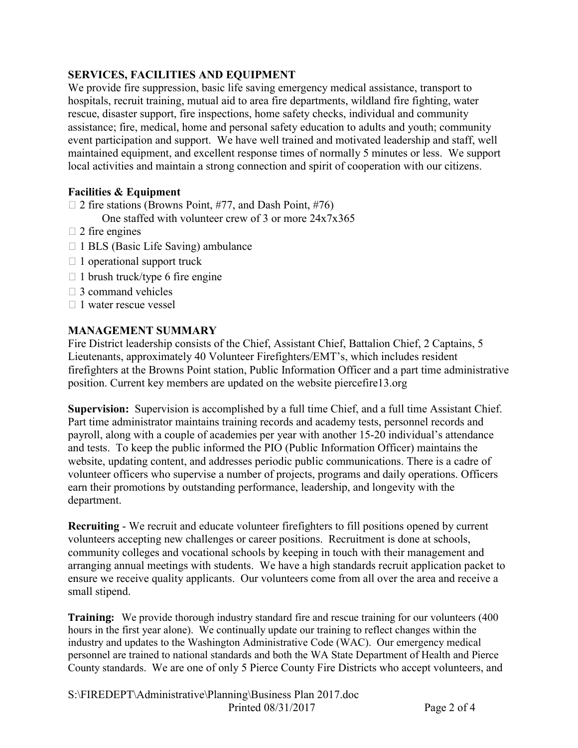## SERVICES, FACILITIES AND EQUIPMENT

We provide fire suppression, basic life saving emergency medical assistance, transport to hospitals, recruit training, mutual aid to area fire departments, wildland fire fighting, water rescue, disaster support, fire inspections, home safety checks, individual and community assistance; fire, medical, home and personal safety education to adults and youth; community event participation and support. We have well trained and motivated leadership and staff, well maintained equipment, and excellent response times of normally 5 minutes or less. We support local activities and maintain a strong connection and spirit of cooperation with our citizens.

### Facilities & Equipment

- 2 fire stations (Browns Point, #77, and Dash Point, #76)
  One staffed with volunteer crew of 3 or more 24x7x365
- 2 fire engines
- 1 BLS (Basic Life Saving) ambulance
- 1 operational support truck
- 1 brush truck/type 6 fire engine
- 3 command vehicles
- 1 water rescue vessel

## MANAGEMENT SUMMARY

Fire District leadership consists of the Chief, Assistant Chief, Battalion Chief, 2 Captains, 5 Lieutenants, approximately 40 Volunteer Firefighters/EMT's, which includes resident firefighters at the Browns Point station, Public Information Officer and a part time administrative position. Current key members are updated on the website piercefire13.org

**Supervision:** Supervision is accomplished by a full time Chief, and a full time Assistant Chief. Part time administrator maintains training records and academy tests, personnel records and payroll, along with a couple of academies per year with another 15-20 individual's attendance and tests. To keep the public informed the PIO (Public Information Officer) maintains the website, updating content, and addresses periodic public communications. There is a cadre of volunteer officers who supervise a number of projects, programs and daily operations. Officers earn their promotions by outstanding performance, leadership, and longevity with the department.

**Recruiting** - We recruit and educate volunteer firefighters to fill positions opened by current volunteers accepting new challenges or career positions. Recruitment is done at schools, community colleges and vocational schools by keeping in touch with their management and arranging annual meetings with students. We have a high standards recruit application packet to ensure we receive quality applicants. Our volunteers come from all over the area and receive a small stipend.

**Training:** We provide thorough industry standard fire and rescue training for our volunteers (400 hours in the first year alone). We continually update our training to reflect changes within the industry and updates to the Washington Administrative Code (WAC). Our emergency medical personnel are trained to national standards and both the WA State Department of Health and Pierce County standards. We are one of only 5 Pierce County Fire Districts who accept volunteers, and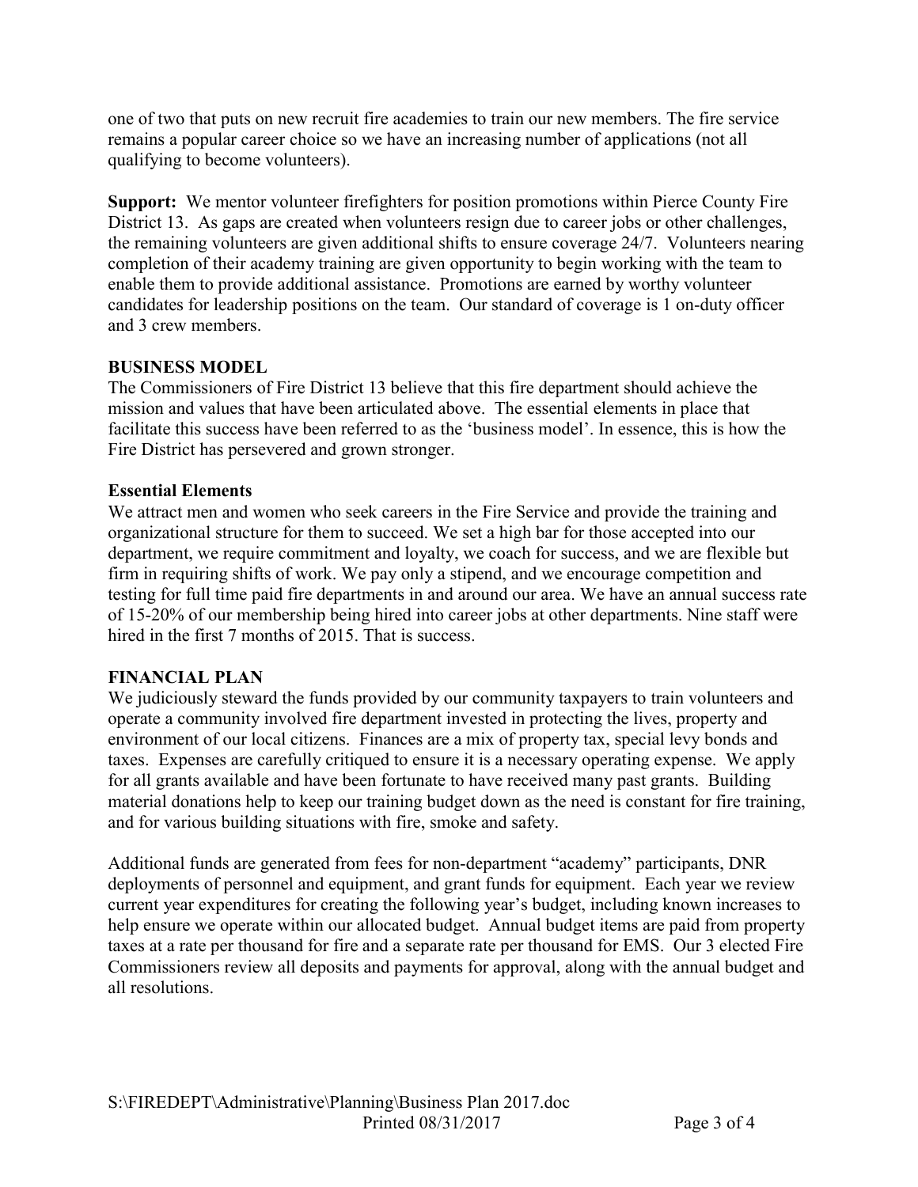one of two that puts on new recruit fire academies to train our new members. The fire service remains a popular career choice so we have an increasing number of applications (not all qualifying to become volunteers).

**Support:** We mentor volunteer firefighters for position promotions within Pierce County Fire District 13. As gaps are created when volunteers resign due to career jobs or other challenges, the remaining volunteers are given additional shifts to ensure coverage 24/7. Volunteers nearing completion of their academy training are given opportunity to begin working with the team to enable them to provide additional assistance. Promotions are earned by worthy volunteer candidates for leadership positions on the team. Our standard of coverage is 1 on-duty officer and 3 crew members.

## BUSINESS MODEL

The Commissioners of Fire District 13 believe that this fire department should achieve the mission and values that have been articulated above. The essential elements in place that facilitate this success have been referred to as the 'business model'. In essence, this is how the Fire District has persevered and grown stronger.

### Essential Elements

We attract men and women who seek careers in the Fire Service and provide the training and organizational structure for them to succeed. We set a high bar for those accepted into our department, we require commitment and loyalty, we coach for success, and we are flexible but firm in requiring shifts of work. We pay only a stipend, and we encourage competition and testing for full time paid fire departments in and around our area. We have an annual success rate of 15-20% of our membership being hired into career jobs at other departments. Nine staff were hired in the first 7 months of 2015. That is success.

## FINANCIAL PLAN

We judiciously steward the funds provided by our community taxpayers to train volunteers and operate a community involved fire department invested in protecting the lives, property and environment of our local citizens. Finances are a mix of property tax, special levy bonds and taxes. Expenses are carefully critiqued to ensure it is a necessary operating expense. We apply for all grants available and have been fortunate to have received many past grants. Building material donations help to keep our training budget down as the need is constant for fire training, and for various building situations with fire, smoke and safety.

Additional funds are generated from fees for non-department "academy" participants, DNR deployments of personnel and equipment, and grant funds for equipment. Each year we review current year expenditures for creating the following year's budget, including known increases to help ensure we operate within our allocated budget. Annual budget items are paid from property taxes at a rate per thousand for fire and a separate rate per thousand for EMS. Our 3 elected Fire Commissioners review all deposits and payments for approval, along with the annual budget and all resolutions.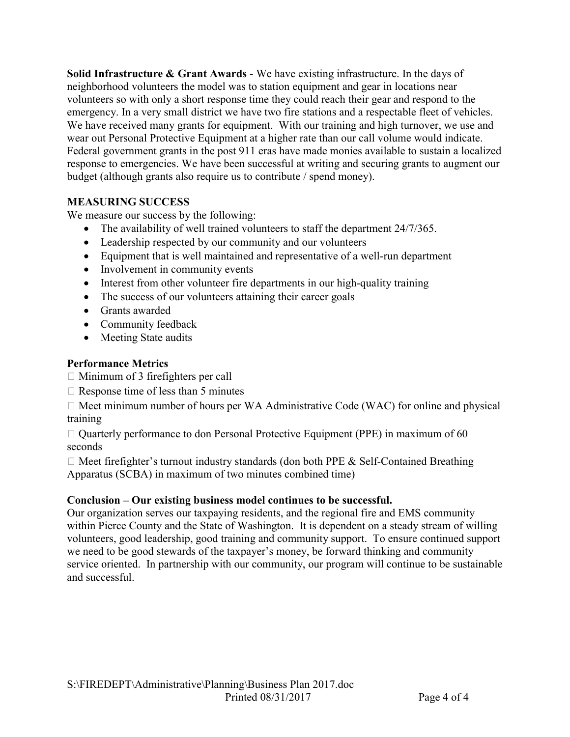**Solid Infrastructure & Grant Awards** - We have existing infrastructure. In the days of neighborhood volunteers the model was to station equipment and gear in locations near volunteers so with only a short response time they could reach their gear and respond to the emergency. In a very small district we have two fire stations and a respectable fleet of vehicles. We have received many grants for equipment. With our training and high turnover, we use and wear out Personal Protective Equipment at a higher rate than our call volume would indicate. Federal government grants in the post 911 eras have made monies available to sustain a localized response to emergencies. We have been successful at writing and securing grants to augment our budget (although grants also require us to contribute / spend money).

## MEASURING SUCCESS

We measure our success by the following:

- The availability of well trained volunteers to staff the department 24/7/365.
- Leadership respected by our community and our volunteers
- Equipment that is well maintained and representative of a well-run department
- Involvement in community events
- Interest from other volunteer fire departments in our high-quality training
- The success of our volunteers attaining their career goals
- Grants awarded
- Community feedback
- Meeting State audits

### Performance Metrics

- Minimum of 3 firefighters per call
- Response time of less than 5 minutes
- Meet minimum number of hours per WA Administrative Code (WAC) for online and physical training
- Quarterly performance to don Personal Protective Equipment (PPE) in maximum of 60 seconds
- Meet firefighter's turnout industry standards (don both PPE & Self-Contained Breathing Apparatus (SCBA) in maximum of two minutes combined time)

### Conclusion – Our existing business model continues to be successful.

Our organization serves our taxpaying residents, and the regional fire and EMS community within Pierce County and the State of Washington. It is dependent on a steady stream of willing volunteers, good leadership, good training and community support. To ensure continued support we need to be good stewards of the taxpayer's money, be forward thinking and community service oriented. In partnership with our community, our program will continue to be sustainable and successful.